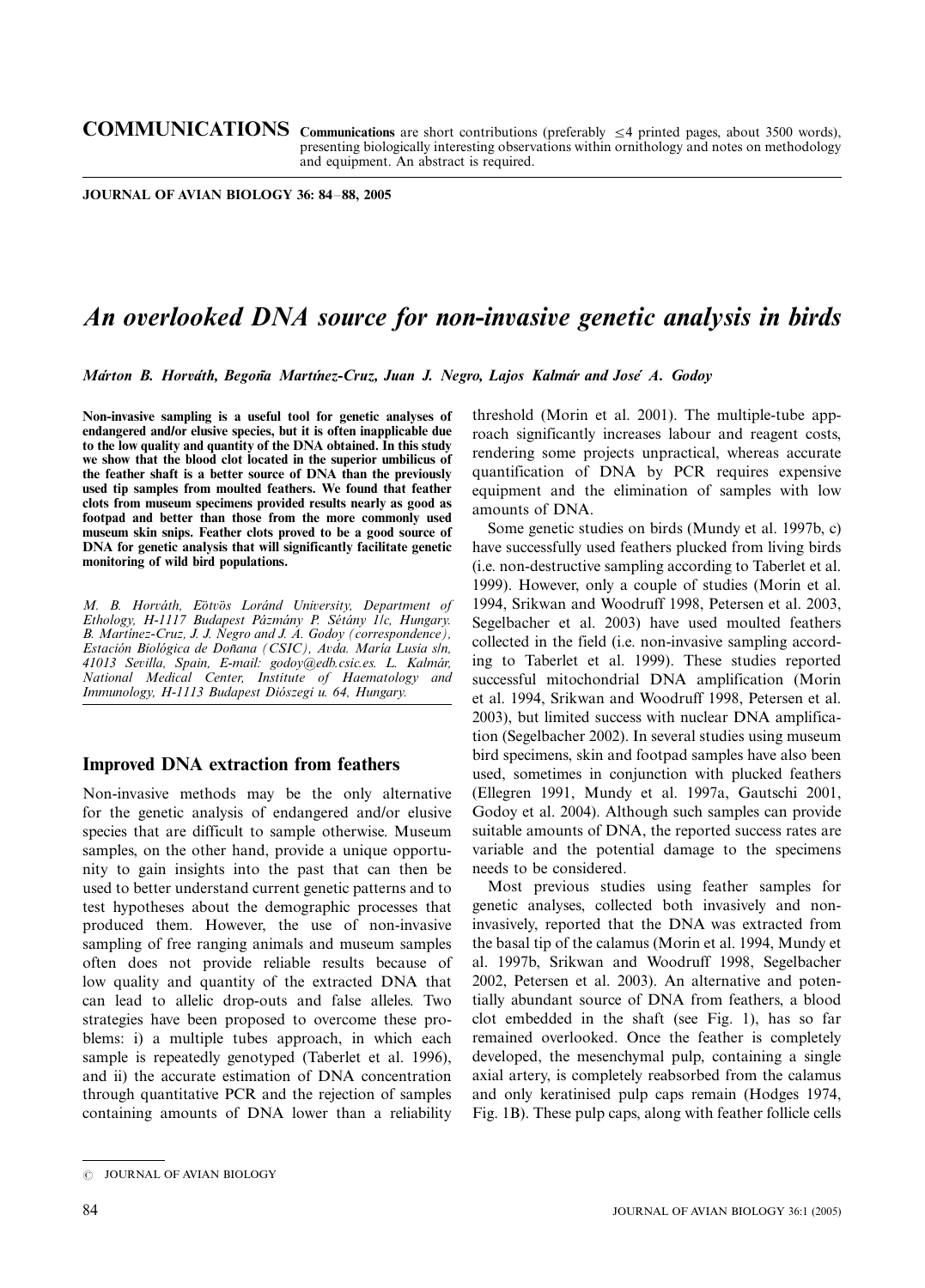**COMMUNICATIONS** **Communications** are short contributions (preferably ≤4 printed pages, about 3500 words), presenting biologically interesting observations within ornithology and notes on methodology and equipment. An abstract is required.

# *An overlooked DNA source for non-invasive genetic analysis in birds*

*Márton B. Horváth, Begoña Martínez-Cruz, Juan J. Negro, Lajos Kalmár and José A. Godoy*

**Non-invasive sampling is a useful tool for genetic analyses of endangered and/or elusive species, but it is often inapplicable due to the low quality and quantity of the DNA obtained. In this study we show that the blood clot located in the superior umbilicus of the feather shaft is a better source of DNA than the previously used tip samples from moulted feathers. We found that feather clots from museum specimens provided results nearly as good as footpad and better than those from the more commonly used museum skin snips. Feather clots proved to be a good source of DNA for genetic analysis that will significantly facilitate genetic monitoring of wild bird populations.**

*M. B. Horváth, Eötvös Loránd University, Department of Ethology, H-1117 Budapest Pázmány P. Sétány 1/c, Hungary. B. Martínez-Cruz, J. J. Negro and J. A. Godoy (correspondence), Estación Biológica de Doñana (CSIC), Avda. María Lusia s/n, 41013 Sevilla, Spain, E-mail: godoy@edb.csic.es. L. Kalmár, National Medical Center, Institute of Haematology and Immunology, H-1113 Budapest Diószegi u. 64, Hungary.*

## Improved DNA extraction from feathers

Non-invasive methods may be the only alternative for the genetic analysis of endangered and/or elusive species that are difficult to sample otherwise. Museum samples, on the other hand, provide a unique opportunity to gain insights into the past that can then be used to better understand current genetic patterns and to test hypotheses about the demographic processes that produced them. However, the use of non-invasive sampling of free ranging animals and museum samples often does not provide reliable results because of low quality and quantity of the extracted DNA that can lead to allelic drop-outs and false alleles. Two strategies have been proposed to overcome these problems: i) a multiple tubes approach, in which each sample is repeatedly genotyped (Taberlet et al. 1996), and ii) the accurate estimation of DNA concentration through quantitative PCR and the rejection of samples containing amounts of DNA lower than a reliability threshold (Morin et al. 2001). The multiple-tube approach significantly increases labour and reagent costs, rendering some projects unpractical, whereas accurate quantification of DNA by PCR requires expensive equipment and the elimination of samples with low amounts of DNA.

Some genetic studies on birds (Mundy et al. 1997b, c) have successfully used feathers plucked from living birds (i.e. non-destructive sampling according to Taberlet et al. 1999). However, only a couple of studies (Morin et al. 1994, Srikwan and Woodruff 1998, Petersen et al. 2003, Segelbacher et al. 2003) have used moulted feathers collected in the field (i.e. non-invasive sampling according to Taberlet et al. 1999). These studies reported successful mitochondrial DNA amplification (Morin et al. 1994, Srikwan and Woodruff 1998, Petersen et al. 2003), but limited success with nuclear DNA amplification (Segelbacher 2002). In several studies using museum bird specimens, skin and footpad samples have also been used, sometimes in conjunction with plucked feathers (Ellegren 1991, Mundy et al. 1997a, Gautschi 2001, Godoy et al. 2004). Although such samples can provide suitable amounts of DNA, the reported success rates are variable and the potential damage to the specimens needs to be considered.

Most previous studies using feather samples for genetic analyses, collected both invasively and non-invasively, reported that the DNA was extracted from the basal tip of the calamus (Morin et al. 1994, Mundy et al. 1997b, Srikwan and Woodruff 1998, Segelbacher 2002, Petersen et al. 2003). An alternative and potentially abundant source of DNA from feathers, a blood clot embedded in the shaft (see Fig. 1), has so far remained overlooked. Once the feather is completely developed, the mesenchymal pulp, containing a single axial artery, is completely reabsorbed from the calamus and only keratinised pulp caps remain (Hodges 1974, Fig. 1B). These pulp caps, along with feather follicle cells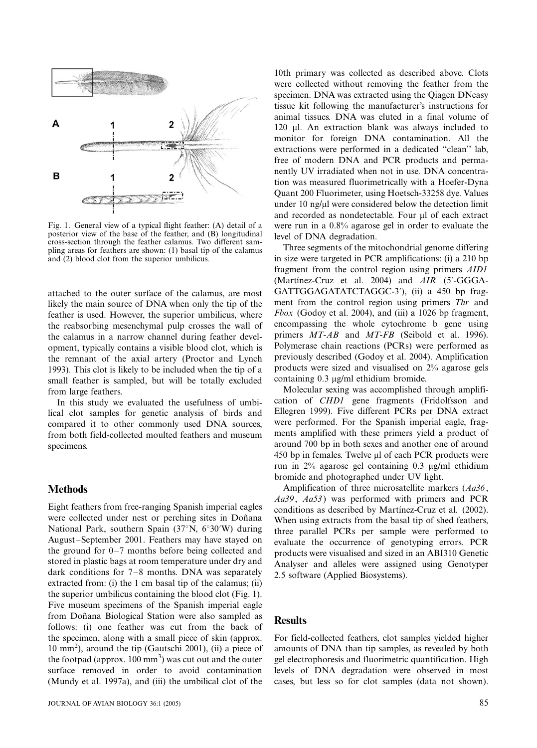Fig. 1. General view of a typical flight feather: (A) detail of a posterior view of the base of the feather, and (B) longitudinal cross-section through the feather calamus. Two different sampling areas for feathers are shown: (1) basal tip of the calamus and (2) blood clot from the superior umbilicus.

attached to the outer surface of the calamus, are most likely the main source of DNA when only the tip of the feather is used. However, the superior umbilicus, where the reabsorbing mesenchymal pulp crosses the wall of the calamus in a narrow channel during feather development, typically contains a visible blood clot, which is the remnant of the axial artery (Proctor and Lynch 1993). This clot is likely to be included when the tip of a small feather is sampled, but will be totally excluded from large feathers.

In this study we evaluated the usefulness of umbilical clot samples for genetic analysis of birds and compared it to other commonly used DNA sources, from both field-collected moulted feathers and museum specimens.

## Methods

Eight feathers from free-ranging Spanish imperial eagles were collected under nest or perching sites in Doñana National Park, southern Spain (37°N, 6°30′W) during August–September 2001. Feathers may have stayed on the ground for 0–7 months before being collected and stored in plastic bags at room temperature under dry and dark conditions for 7–8 months. DNA was separately extracted from: (i) the 1 cm basal tip of the calamus; (ii) the superior umbilicus containing the blood clot (Fig. 1). Five museum specimens of the Spanish imperial eagle from Doñana Biological Station were also sampled as follows: (i) one feather was cut from the back of the specimen, along with a small piece of skin (approx. 10 mm$^2$), around the tip (Gautschi 2001), (ii) a piece of the footpad (approx. 100 mm$^3$) was cut out and the outer surface removed in order to avoid contamination (Mundy et al. 1997a), and (iii) the umbilical clot of the 10th primary was collected as described above. Clots were collected without removing the feather from the specimen. DNA was extracted using the Qiagen DNeasy tissue kit following the manufacturer's instructions for animal tissues. DNA was eluted in a final volume of 120 µl. An extraction blank was always included to monitor for foreign DNA contamination. All the extractions were performed in a dedicated "clean" lab, free of modern DNA and PCR products and permanently UV irradiated when not in use. DNA concentration was measured fluorimetrically with a Hoefer-Dyna Quant 200 Fluorimeter, using Hoetsch-33258 dye. Values under 10 ng/µl were considered below the detection limit and recorded as nondetectable. Four µl of each extract were run in a 0.8% agarose gel in order to evaluate the level of DNA degradation.

Three segments of the mitochondrial genome differing in size were targeted in PCR amplifications: (i) a 210 bp fragment from the control region using primers *AID1* (Martínez-Cruz et al. 2004) and *AIR* (5′-GGGA-GATTGGAGATATCTAGGC-3′), (ii) a 450 bp fragment from the control region using primers *Thr* and *Fbox* (Godoy et al. 2004), and (iii) a 1026 bp fragment, encompassing the whole cytochrome b gene using primers *MT-AB* and *MT-FB* (Seibold et al. 1996). Polymerase chain reactions (PCRs) were performed as previously described (Godoy et al. 2004). Amplification products were sized and visualised on 2% agarose gels containing 0.3 µg/ml ethidium bromide.

Molecular sexing was accomplished through amplification of *CHD1* gene fragments (Fridolfsson and Ellegren 1999). Five different PCRs per DNA extract were performed. For the Spanish imperial eagle, fragments amplified with these primers yield a product of around 700 bp in both sexes and another one of around 450 bp in females. Twelve µl of each PCR products were run in 2% agarose gel containing 0.3 µg/ml ethidium bromide and photographed under UV light.

Amplification of three microsatellite markers (*Aa36*, *Aa39*, *Aa53*) was performed with primers and PCR conditions as described by Martínez-Cruz et al. (2002). When using extracts from the basal tip of shed feathers, three parallel PCRs per sample were performed to evaluate the occurrence of genotyping errors. PCR products were visualised and sized in an ABI310 Genetic Analyser and alleles were assigned using Genotyper 2.5 software (Applied Biosystems).

## Results

For field-collected feathers, clot samples yielded higher amounts of DNA than tip samples, as revealed by both gel electrophoresis and fluorimetric quantification. High levels of DNA degradation were observed in most cases, but less so for clot samples (data not shown).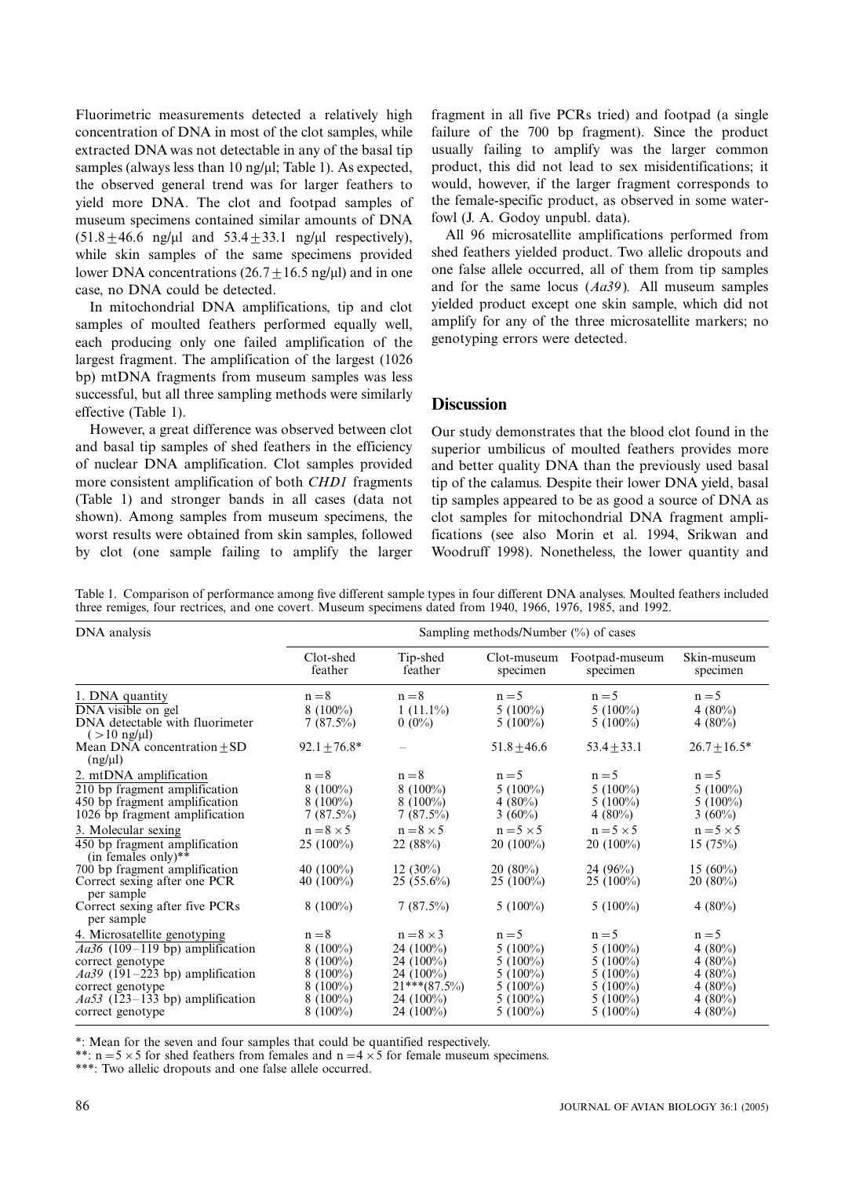Fluorimetric measurements detected a relatively high concentration of DNA in most of the clot samples, while extracted DNA was not detectable in any of the basal tip samples (always less than 10 ng/μl; Table 1). As expected, the observed general trend was for larger feathers to yield more DNA. The clot and footpad samples of museum specimens contained similar amounts of DNA (51.8±46.6 ng/μl and 53.4±33.1 ng/μl respectively), while skin samples of the same specimens provided lower DNA concentrations (26.7±16.5 ng/μl) and in one case, no DNA could be detected.

In mitochondrial DNA amplifications, tip and clot samples of moulted feathers performed equally well, each producing only one failed amplification of the largest fragment. The amplification of the largest (1026 bp) mtDNA fragments from museum samples was less successful, but all three sampling methods were similarly effective (Table 1).

However, a great difference was observed between clot and basal tip samples of shed feathers in the efficiency of nuclear DNA amplification. Clot samples provided more consistent amplification of both *CHD1* fragments (Table 1) and stronger bands in all cases (data not shown). Among samples from museum specimens, the worst results were obtained from skin samples, followed by clot (one sample failing to amplify the larger fragment in all five PCRs tried) and footpad (a single failure of the 700 bp fragment). Since the product usually failing to amplify was the larger common product, this did not lead to sex misidentifications; it would, however, if the larger fragment corresponds to the female-specific product, as observed in some waterfowl (J. A. Godoy unpubl. data).

All 96 microsatellite amplifications performed from shed feathers yielded product. Two allelic dropouts and one false allele occurred, all of them from tip samples and for the same locus (*Aa39*). All museum samples yielded product except one skin sample, which did not amplify for any of the three microsatellite markers; no genotyping errors were detected.

## Discussion

Our study demonstrates that the blood clot found in the superior umbilicus of moulted feathers provides more and better quality DNA than the previously used basal tip of the calamus. Despite their lower DNA yield, basal tip samples appeared to be as good a source of DNA as clot samples for mitochondrial DNA fragment amplifications (see also Morin et al. 1994, Srikwan and Woodruff 1998). Nonetheless, the lower quantity and

Table 1. Comparison of performance among five different sample types in four different DNA analyses. Moulted feathers included three remiges, four rectrices, and one covert. Museum specimens dated from 1940, 1966, 1976, 1985, and 1992.

| DNA analysis | Sampling methods/Number (%) of cases | | | | |
|---|---|---|---|---|---|
| | Clot-shed feather | Tip-shed feather | Clot-museum specimen | Footpad-museum specimen | Skin-museum specimen |
| 1. DNA quantity | n = 8 | n = 8 | n = 5 | n = 5 | n = 5 |
| DNA visible on gel | 8 (100%) | 1 (11.1%) | 5 (100%) | 5 (100%) | 4 (80%) |
| DNA detectable with fluorimeter (>10 ng/μl) | 7 (87.5%) | 0 (0%) | 5 (100%) | 5 (100%) | 4 (80%) |
| Mean DNA concentration ± SD (ng/μl) | 92.1 ± 76.8* | – | 51.8 ± 46.6 | 53.4 ± 33.1 | 26.7 ± 16.5* |
| 2. mtDNA amplification | n = 8 | n = 8 | n = 5 | n = 5 | n = 5 |
| 210 bp fragment amplification | 8 (100%) | 8 (100%) | 5 (100%) | 5 (100%) | 5 (100%) |
| 450 bp fragment amplification | 8 (100%) | 8 (100%) | 4 (80%) | 5 (100%) | 5 (100%) |
| 1026 bp fragment amplification | 7 (87.5%) | 7 (87.5%) | 3 (60%) | 4 (80%) | 3 (60%) |
| 3. Molecular sexing | n = 8 × 5 | n = 8 × 5 | n = 5 × 5 | n = 5 × 5 | n = 5 × 5 |
| 450 bp fragment amplification (in females only)** | 25 (100%) | 22 (88%) | 20 (100%) | 20 (100%) | 15 (75%) |
| 700 bp fragment amplification | 40 (100%) | 12 (30%) | 20 (80%) | 24 (96%) | 15 (60%) |
| Correct sexing after one PCR per sample | 40 (100%) | 25 (55.6%) | 25 (100%) | 25 (100%) | 20 (80%) |
| Correct sexing after five PCRs per sample | 8 (100%) | 7 (87.5%) | 5 (100%) | 5 (100%) | 4 (80%) |
| 4. Microsatellite genotyping | n = 8 | n = 8 × 3 | n = 5 | n = 5 | n = 5 |
| *Aa36* (109–119 bp) amplification | 8 (100%) | 24 (100%) | 5 (100%) | 5 (100%) | 4 (80%) |
| correct genotype | 8 (100%) | 24 (100%) | 5 (100%) | 5 (100%) | 4 (80%) |
| *Aa39* (191–223 bp) amplification | 8 (100%) | 24 (100%) | 5 (100%) | 5 (100%) | 4 (80%) |
| correct genotype | 8 (100%) | 21***(87.5%) | 5 (100%) | 5 (100%) | 4 (80%) |
| *Aa53* (123–133 bp) amplification | 8 (100%) | 24 (100%) | 5 (100%) | 5 (100%) | 4 (80%) |
| correct genotype | 8 (100%) | 24 (100%) | 5 (100%) | 5 (100%) | 4 (80%) |

*: Mean for the seven and four samples that could be quantified respectively.
**: n = 5 × 5 for shed feathers from females and n = 4 × 5 for female museum specimens.
***: Two allelic dropouts and one false allele occurred.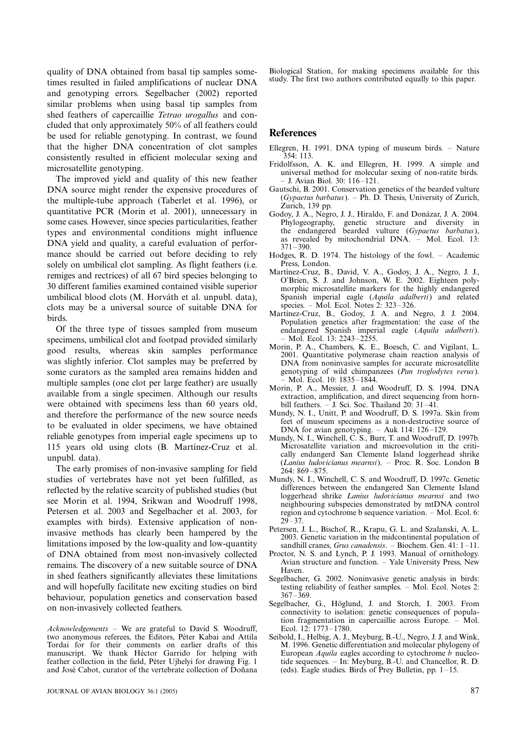quality of DNA obtained from basal tip samples sometimes resulted in failed amplifications of nuclear DNA and genotyping errors. Segelbacher (2002) reported similar problems when using basal tip samples from shed feathers of capercaillie *Tetrao urogallus* and concluded that only approximately 50% of all feathers could be used for reliable genotyping. In contrast, we found that the higher DNA concentration of clot samples consistently resulted in efficient molecular sexing and microsatellite genotyping.

The improved yield and quality of this new feather DNA source might render the expensive procedures of the multiple-tube approach (Taberlet et al. 1996), or quantitative PCR (Morin et al. 2001), unnecessary in some cases. However, since species particularities, feather types and environmental conditions might influence DNA yield and quality, a careful evaluation of performance should be carried out before deciding to rely solely on umbilical clot sampling. As flight feathers (i.e. remiges and rectrices) of all 67 bird species belonging to 30 different families examined contained visible superior umbilical blood clots (M. Horváth et al. unpubl. data), clots may be a universal source of suitable DNA for birds.

Of the three type of tissues sampled from museum specimens, umbilical clot and footpad provided similarly good results, whereas skin samples performance was slightly inferior. Clot samples may be preferred by some curators as the sampled area remains hidden and multiple samples (one clot per large feather) are usually available from a single specimen. Although our results were obtained with specimens less than 60 years old, and therefore the performance of the new source needs to be evaluated in older specimens, we have obtained reliable genotypes from imperial eagle specimens up to 115 years old using clots (B. Martínez-Cruz et al. unpubl. data).

The early promises of non-invasive sampling for field studies of vertebrates have not yet been fulfilled, as reflected by the relative scarcity of published studies (but see Morin et al. 1994, Srikwan and Woodruff 1998, Petersen et al. 2003 and Segelbacher et al. 2003, for examples with birds). Extensive application of non-invasive methods has clearly been hampered by the limitations imposed by the low-quality and low-quantity of DNA obtained from most non-invasively collected remains. The discovery of a new suitable source of DNA in shed feathers significantly alleviates these limitations and will hopefully facilitate new exciting studies on bird behaviour, population genetics and conservation based on non-invasively collected feathers.

*Acknowledgements* – We are grateful to David S. Woodruff, two anonymous referees, the Editors, Péter Kabai and Attila Tordai for for their comments on earlier drafts of this manuscript. We thank Héctor Garrido for helping with feather collection in the field, Péter Ujhelyi for drawing Fig. 1 and José Cabot, curator of the vertebrate collection of Doñana Biological Station, for making specimens available for this study. The first two authors contributed equally to this paper.

## References

Ellegren, H. 1991. DNA typing of museum birds. – Nature 354: 113.

Fridolfsson, A. K. and Ellegren, H. 1999. A simple and universal method for molecular sexing of non-ratite birds. – J. Avian Biol. 30: 116–121.

Gautschi, B. 2001. Conservation genetics of the bearded vulture (*Gypaetus barbatus*). – Ph. D. Thesis, University of Zurich, Zurich, 139 pp.

Godoy, J. A., Negro, J. J., Hiraldo, F. and Donázar, J. A. 2004. Phylogeography, genetic structure and diversity in the endangered bearded vulture (*Gypaetus barbatus*), as revealed by mitochondrial DNA. – Mol. Ecol. 13: 371–390.

Hodges, R. D. 1974. The histology of the fowl. – Academic Press, London.

Martínez-Cruz, B., David, V. A., Godoy, J. A., Negro, J. J., O'Brien, S. J. and Johnson, W. E. 2002. Eighteen polymorphic microsatellite markers for the highly endangered Spanish imperial eagle (*Aquila adalberti*) and related species. – Mol. Ecol. Notes 2: 323–326.

Martínez-Cruz, B., Godoy, J. A. and Negro, J. J. 2004. Population genetics after fragmentation: the case of the endangered Spanish imperial eagle (*Aquila adalberti*). – Mol. Ecol. 13: 2243–2255.

Morin, P. A., Chambers, K. E., Boesch, C. and Vigilant, L. 2001. Quantitative polymerase chain reaction analysis of DNA from noninvasive samples for accurate microsatellite genotyping of wild chimpanzees (*Pan troglodytes verus*). – Mol. Ecol. 10: 1835–1844.

Morin, P. A., Messier, J. and Woodruff, D. S. 1994. DNA extraction, amplification, and direct sequencing from hornbill feathers. – J. Sci. Soc. Thailand 20: 31–41.

Mundy, N. I., Unitt, P. and Woodruff, D. S. 1997a. Skin from feet of museum specimens as a non-destructive source of DNA for avian genotyping. – Auk 114: 126–129.

Mundy, N. I., Winchell, C. S., Burr, T. and Woodruff, D. 1997b. Microsatellite variation and microevolution in the critically endangerd San Clemente Island loggerhead shrike (*Lanius ludovicianus mearnsi*). – Proc. R. Soc. London B 264: 869–875.

Mundy, N. I., Winchell, C. S. and Woodruff, D. 1997c. Genetic differences between the endangered San Clemente Island loggerhead shrike *Lanius ludovicianus mearnsi* and two neighbouring subspecies demonstrated by mtDNA control region and cytochrome b sequence variation. – Mol. Ecol. 6: 29–37.

Petersen, J. L., Bischof, R., Krapu, G. L. and Szalanski, A. L. 2003. Genetic variation in the midcontinental population of sandhill cranes, *Grus canadensis*. – Biochem. Gen. 41: 1–11.

Proctor, N. S. and Lynch, P. J. 1993. Manual of ornithology. Avian structure and function. – Yale University Press, New Haven.

Segelbacher, G. 2002. Noninvasive genetic analysis in birds: testing reliability of feather samples. – Mol. Ecol. Notes 2: 367–369.

Segelbacher, G., Höglund, J. and Storch, I. 2003. From connectivity to isolation: genetic consequences of population fragmentation in capercaillie across Europe. – Mol. Ecol. 12: 1773–1780.

Seibold, I., Helbig, A. J., Meyburg, B.-U., Negro, J. J. and Wink, M. 1996. Genetic differentiation and molecular phylogeny of European *Aquila* eagles according to cytochrome *b* nucleotide sequences. – In: Meyburg, B.-U. and Chancellor, R. D. (eds). Eagle studies. Birds of Prey Bulletin, pp. 1–15.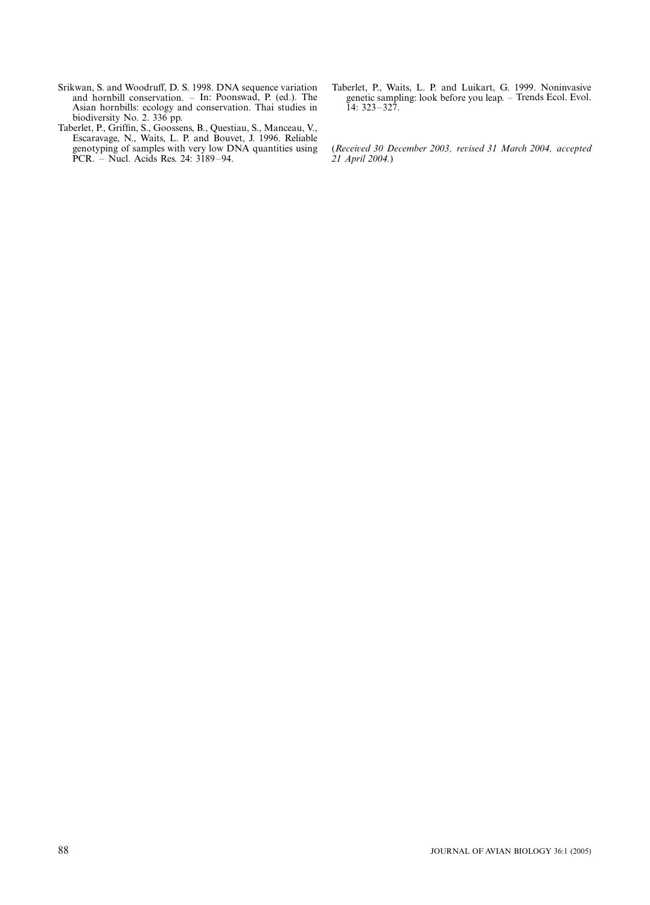Srikwan, S. and Woodruff, D. S. 1998. DNA sequence variation and hornbill conservation. – In: Poonswad, P. (ed.). The Asian hornbills: ecology and conservation. Thai studies in biodiversity No. 2. 336 pp.

Taberlet, P., Griffin, S., Goossens, B., Questiau, S., Manceau, V., Escaravage, N., Waits, L. P. and Bouvet, J. 1996. Reliable genotyping of samples with very low DNA quantities using PCR. – Nucl. Acids Res. 24: 3189–94.

Taberlet, P., Waits, L. P. and Luikart, G. 1999. Noninvasive genetic sampling: look before you leap. – Trends Ecol. Evol. 14: 323–327.

(*Received 30 December 2003, revised 31 March 2004, accepted 21 April 2004.*)